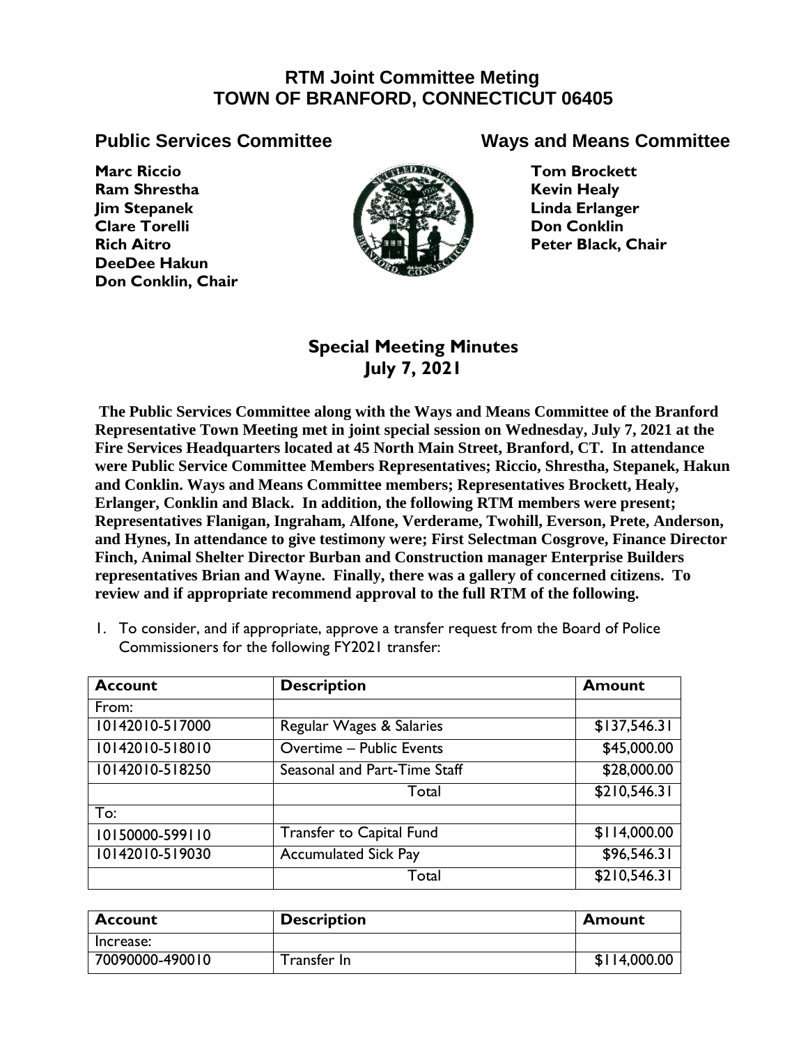# RTM Joint Committee Meting
# TOWN OF BRANFORD, CONNECTICUT 06405

## Public Services Committee

**Marc Riccio**
**Ram Shrestha**
**Jim Stepanek**
**Clare Torelli**
**Rich Aitro**
**DeeDee Hakun**
**Don Conklin, Chair**

## Ways and Means Committee

**Tom Brockett**
**Kevin Healy**
**Linda Erlanger**
**Don Conklin**
**Peter Black, Chair**

## Special Meeting Minutes
## July 7, 2021

**The Public Services Committee along with the Ways and Means Committee of the Branford Representative Town Meeting met in joint special session on Wednesday, July 7, 2021 at the Fire Services Headquarters located at 45 North Main Street, Branford, CT. In attendance were Public Service Committee Members Representatives; Riccio, Shrestha, Stepanek, Hakun and Conklin. Ways and Means Committee members; Representatives Brockett, Healy, Erlanger, Conklin and Black. In addition, the following RTM members were present; Representatives Flanigan, Ingraham, Alfone, Verderame, Twohill, Everson, Prete, Anderson, and Hynes, In attendance to give testimony were; First Selectman Cosgrove, Finance Director Finch, Animal Shelter Director Burban and Construction manager Enterprise Builders representatives Brian and Wayne. Finally, there was a gallery of concerned citizens. To review and if appropriate recommend approval to the full RTM of the following.**

1. To consider, and if appropriate, approve a transfer request from the Board of Police Commissioners for the following FY2021 transfer:

| Account | Description | Amount |
|---|---|---|
| From: | | |
| 10142010-517000 | Regular Wages & Salaries | $137,546.31 |
| 10142010-518010 | Overtime – Public Events | $45,000.00 |
| 10142010-518250 | Seasonal and Part-Time Staff | $28,000.00 |
| | Total | $210,546.31 |
| To: | | |
| 10150000-599110 | Transfer to Capital Fund | $114,000.00 |
| 10142010-519030 | Accumulated Sick Pay | $96,546.31 |
| | Total | $210,546.31 |

| Account | Description | Amount |
|---|---|---|
| Increase: | | |
| 70090000-490010 | Transfer In | $114,000.00 |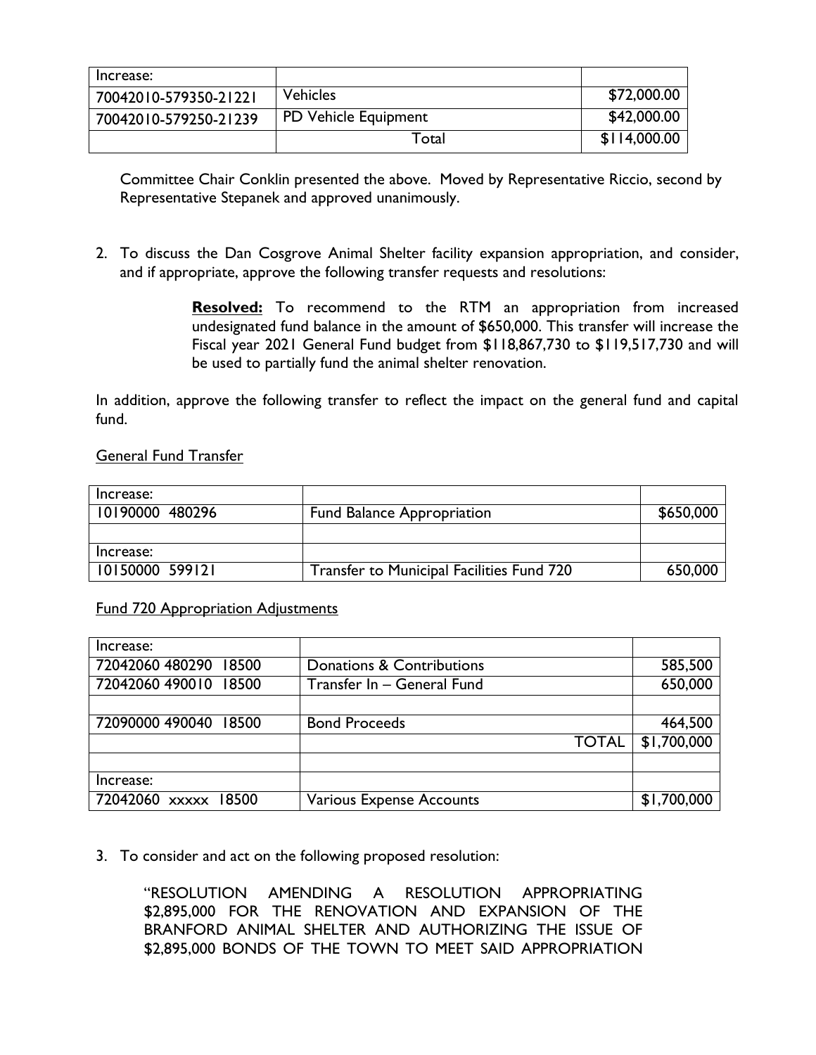| Increase: | | |
|---|---|---|
| 70042010-579350-21221 | Vehicles | $72,000.00 |
| 70042010-579250-21239 | PD Vehicle Equipment | $42,000.00 |
| | Total | $114,000.00 |

Committee Chair Conklin presented the above. Moved by Representative Riccio, second by Representative Stepanek and approved unanimously.

2. To discuss the Dan Cosgrove Animal Shelter facility expansion appropriation, and consider, and if appropriate, approve the following transfer requests and resolutions:

> **Resolved:** To recommend to the RTM an appropriation from increased undesignated fund balance in the amount of $650,000. This transfer will increase the Fiscal year 2021 General Fund budget from $118,867,730 to $119,517,730 and will be used to partially fund the animal shelter renovation.

In addition, approve the following transfer to reflect the impact on the general fund and capital fund.

General Fund Transfer

| Increase: | | |
|---|---|---|
| 10190000 480296 | Fund Balance Appropriation | $650,000 |
| | | |
| Increase: | | |
| 10150000 599121 | Transfer to Municipal Facilities Fund 720 | 650,000 |

Fund 720 Appropriation Adjustments

| Increase: | | |
|---|---|---|
| 72042060 480290 18500 | Donations & Contributions | 585,500 |
| 72042060 490010 18500 | Transfer In – General Fund | 650,000 |
| | | |
| 72090000 490040 18500 | Bond Proceeds | 464,500 |
| | TOTAL | $1,700,000 |
| | | |
| Increase: | | |
| 72042060 xxxxx 18500 | Various Expense Accounts | $1,700,000 |

3. To consider and act on the following proposed resolution:

"RESOLUTION AMENDING A RESOLUTION APPROPRIATING $2,895,000 FOR THE RENOVATION AND EXPANSION OF THE BRANFORD ANIMAL SHELTER AND AUTHORIZING THE ISSUE OF $2,895,000 BONDS OF THE TOWN TO MEET SAID APPROPRIATION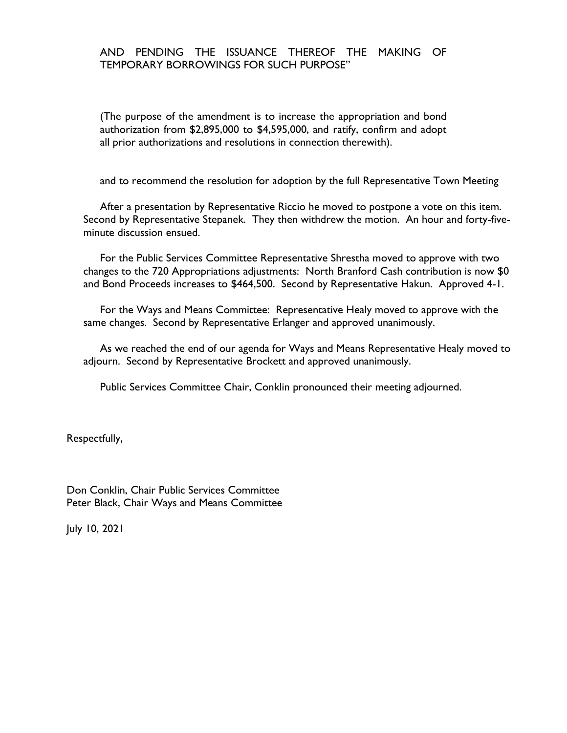AND PENDING THE ISSUANCE THEREOF THE MAKING OF TEMPORARY BORROWINGS FOR SUCH PURPOSE"

(The purpose of the amendment is to increase the appropriation and bond authorization from $2,895,000 to $4,595,000, and ratify, confirm and adopt all prior authorizations and resolutions in connection therewith).

and to recommend the resolution for adoption by the full Representative Town Meeting

After a presentation by Representative Riccio he moved to postpone a vote on this item. Second by Representative Stepanek. They then withdrew the motion. An hour and forty-five-minute discussion ensued.

For the Public Services Committee Representative Shrestha moved to approve with two changes to the 720 Appropriations adjustments: North Branford Cash contribution is now $0 and Bond Proceeds increases to $464,500. Second by Representative Hakun. Approved 4-1.

For the Ways and Means Committee: Representative Healy moved to approve with the same changes. Second by Representative Erlanger and approved unanimously.

As we reached the end of our agenda for Ways and Means Representative Healy moved to adjourn. Second by Representative Brockett and approved unanimously.

Public Services Committee Chair, Conklin pronounced their meeting adjourned.

Respectfully,

Don Conklin, Chair Public Services Committee
Peter Black, Chair Ways and Means Committee

July 10, 2021